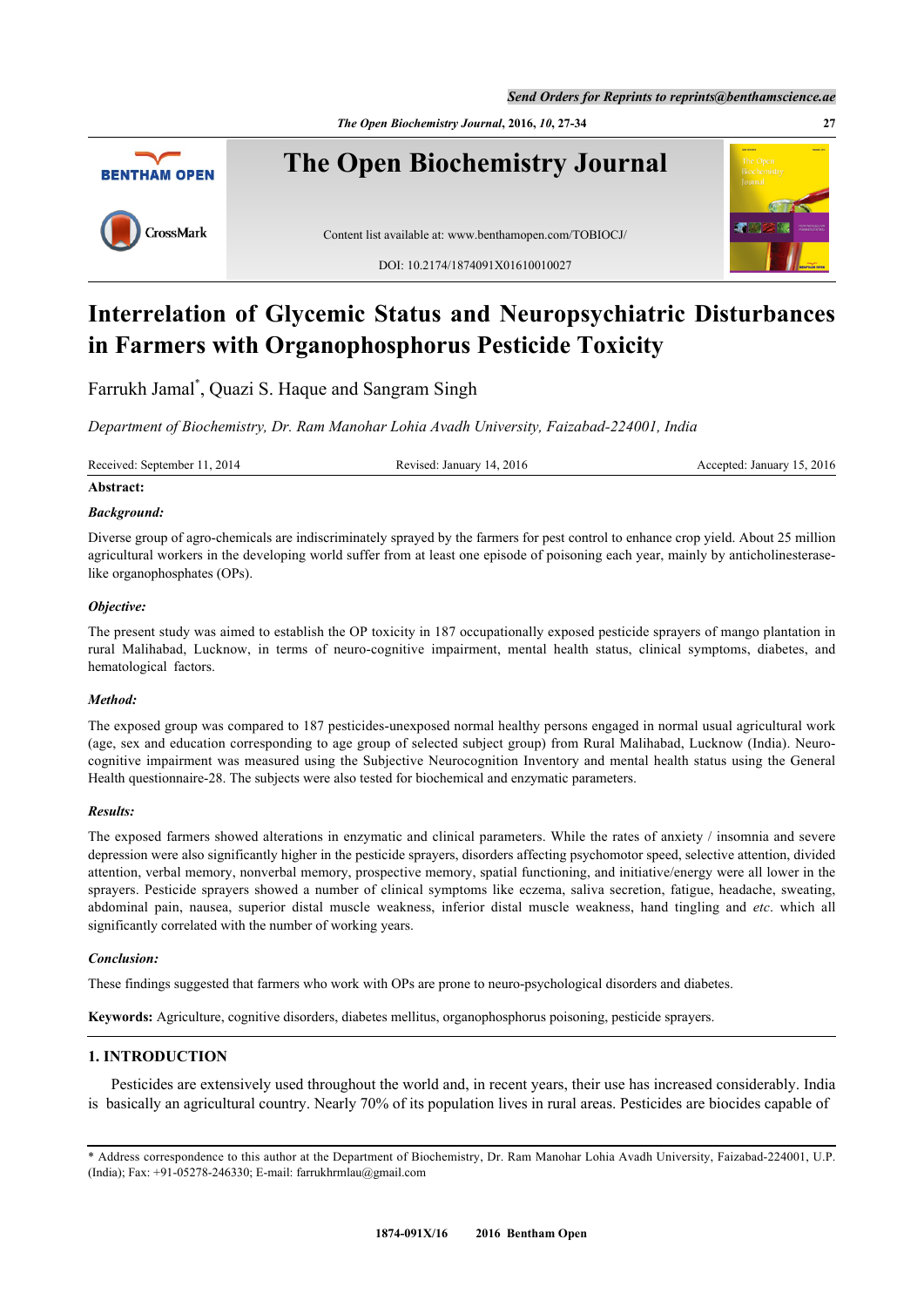# Interrelation of Glycemic Status and Neuropsychiatric Disturbances in Farmers with Organophosphorus Pesticide Toxicity

Farrukh Jamal*, Quazi S. Haque and Sangram Singh

*Department of Biochemistry, Dr. Ram Manohar Lohia Avadh University, Faizabad-224001, India*

Received: September 11, 2014 Revised: January 14, 2016 Accepted: January 15, 2016

**Abstract:**

***Background:***

Diverse group of agro-chemicals are indiscriminately sprayed by the farmers for pest control to enhance crop yield. About 25 million agricultural workers in the developing world suffer from at least one episode of poisoning each year, mainly by anticholinesterase-like organophosphates (OPs).

***Objective:***

The present study was aimed to establish the OP toxicity in 187 occupationally exposed pesticide sprayers of mango plantation in rural Malihabad, Lucknow, in terms of neuro-cognitive impairment, mental health status, clinical symptoms, diabetes, and hematological factors.

***Method:***

The exposed group was compared to 187 pesticides-unexposed normal healthy persons engaged in normal usual agricultural work (age, sex and education corresponding to age group of selected subject group) from Rural Malihabad, Lucknow (India). Neuro-cognitive impairment was measured using the Subjective Neurocognition Inventory and mental health status using the General Health questionnaire-28. The subjects were also tested for biochemical and enzymatic parameters.

***Results:***

The exposed farmers showed alterations in enzymatic and clinical parameters. While the rates of anxiety / insomnia and severe depression were also significantly higher in the pesticide sprayers, disorders affecting psychomotor speed, selective attention, divided attention, verbal memory, nonverbal memory, prospective memory, spatial functioning, and initiative/energy were all lower in the sprayers. Pesticide sprayers showed a number of clinical symptoms like eczema, saliva secretion, fatigue, headache, sweating, abdominal pain, nausea, superior distal muscle weakness, inferior distal muscle weakness, hand tingling and *etc*. which all significantly correlated with the number of working years.

***Conclusion:***

These findings suggested that farmers who work with OPs are prone to neuro-psychological disorders and diabetes.

**Keywords:** Agriculture, cognitive disorders, diabetes mellitus, organophosphorus poisoning, pesticide sprayers.

## 1. INTRODUCTION

Pesticides are extensively used throughout the world and, in recent years, their use has increased considerably. India is basically an agricultural country. Nearly 70% of its population lives in rural areas. Pesticides are biocides capable of

\* Address correspondence to this author at the Department of Biochemistry, Dr. Ram Manohar Lohia Avadh University, Faizabad-224001, U.P. (India); Fax: +91-05278-246330; E-mail: farrukhrmlau@gmail.com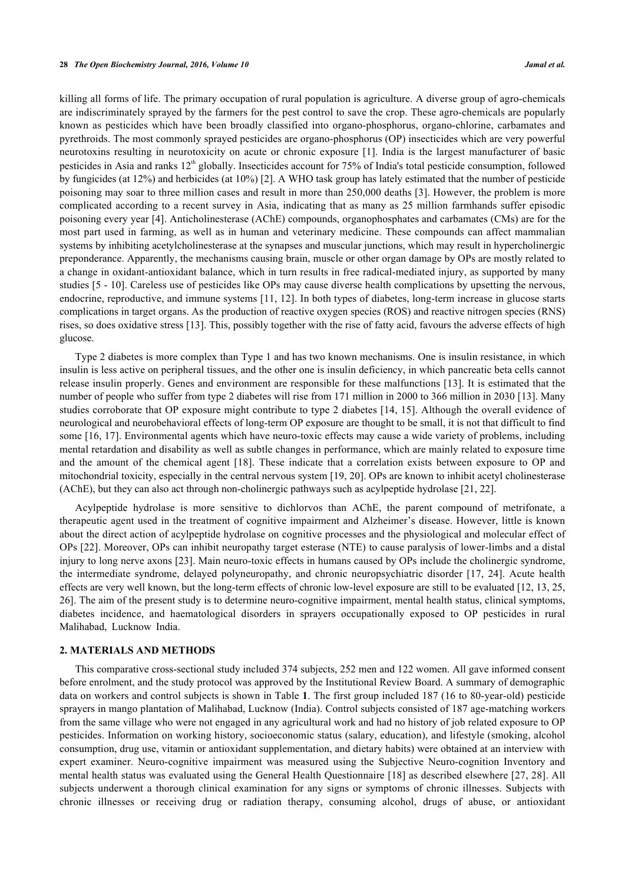killing all forms of life. The primary occupation of rural population is agriculture. A diverse group of agro-chemicals are indiscriminately sprayed by the farmers for the pest control to save the crop. These agro-chemicals are popularly known as pesticides which have been broadly classified into organo-phosphorus, organo-chlorine, carbamates and pyrethroids. The most commonly sprayed pesticides are organo-phosphorus (OP) insecticides which are very powerful neurotoxins resulting in neurotoxicity on acute or chronic exposure [1]. India is the largest manufacturer of basic pesticides in Asia and ranks 12th globally. Insecticides account for 75% of India's total pesticide consumption, followed by fungicides (at 12%) and herbicides (at 10%) [2]. A WHO task group has lately estimated that the number of pesticide poisoning may soar to three million cases and result in more than 250,000 deaths [3]. However, the problem is more complicated according to a recent survey in Asia, indicating that as many as 25 million farmhands suffer episodic poisoning every year [4]. Anticholinesterase (AChE) compounds, organophosphates and carbamates (CMs) are for the most part used in farming, as well as in human and veterinary medicine. These compounds can affect mammalian systems by inhibiting acetylcholinesterase at the synapses and muscular junctions, which may result in hypercholinergic preponderance. Apparently, the mechanisms causing brain, muscle or other organ damage by OPs are mostly related to a change in oxidant-antioxidant balance, which in turn results in free radical-mediated injury, as supported by many studies [5 - 10]. Careless use of pesticides like OPs may cause diverse health complications by upsetting the nervous, endocrine, reproductive, and immune systems [11, 12]. In both types of diabetes, long-term increase in glucose starts complications in target organs. As the production of reactive oxygen species (ROS) and reactive nitrogen species (RNS) rises, so does oxidative stress [13]. This, possibly together with the rise of fatty acid, favours the adverse effects of high glucose.

Type 2 diabetes is more complex than Type 1 and has two known mechanisms. One is insulin resistance, in which insulin is less active on peripheral tissues, and the other one is insulin deficiency, in which pancreatic beta cells cannot release insulin properly. Genes and environment are responsible for these malfunctions [13]. It is estimated that the number of people who suffer from type 2 diabetes will rise from 171 million in 2000 to 366 million in 2030 [13]. Many studies corroborate that OP exposure might contribute to type 2 diabetes [14, 15]. Although the overall evidence of neurological and neurobehavioral effects of long-term OP exposure are thought to be small, it is not that difficult to find some [16, 17]. Environmental agents which have neuro-toxic effects may cause a wide variety of problems, including mental retardation and disability as well as subtle changes in performance, which are mainly related to exposure time and the amount of the chemical agent [18]. These indicate that a correlation exists between exposure to OP and mitochondrial toxicity, especially in the central nervous system [19, 20]. OPs are known to inhibit acetyl cholinesterase (AChE), but they can also act through non-cholinergic pathways such as acylpeptide hydrolase [21, 22].

Acylpeptide hydrolase is more sensitive to dichlorvos than AChE, the parent compound of metrifonate, a therapeutic agent used in the treatment of cognitive impairment and Alzheimer's disease. However, little is known about the direct action of acylpeptide hydrolase on cognitive processes and the physiological and molecular effect of OPs [22]. Moreover, OPs can inhibit neuropathy target esterase (NTE) to cause paralysis of lower-limbs and a distal injury to long nerve axons [23]. Main neuro-toxic effects in humans caused by OPs include the cholinergic syndrome, the intermediate syndrome, delayed polyneuropathy, and chronic neuropsychiatric disorder [17, 24]. Acute health effects are very well known, but the long-term effects of chronic low-level exposure are still to be evaluated [12, 13, 25, 26]. The aim of the present study is to determine neuro-cognitive impairment, mental health status, clinical symptoms, diabetes incidence, and haematological disorders in sprayers occupationally exposed to OP pesticides in rural Malihabad, Lucknow India.

## 2. MATERIALS AND METHODS

This comparative cross-sectional study included 374 subjects, 252 men and 122 women. All gave informed consent before enrolment, and the study protocol was approved by the Institutional Review Board. A summary of demographic data on workers and control subjects is shown in Table **1**. The first group included 187 (16 to 80-year-old) pesticide sprayers in mango plantation of Malihabad, Lucknow (India). Control subjects consisted of 187 age-matching workers from the same village who were not engaged in any agricultural work and had no history of job related exposure to OP pesticides. Information on working history, socioeconomic status (salary, education), and lifestyle (smoking, alcohol consumption, drug use, vitamin or antioxidant supplementation, and dietary habits) were obtained at an interview with expert examiner. Neuro-cognitive impairment was measured using the Subjective Neuro-cognition Inventory and mental health status was evaluated using the General Health Questionnaire [18] as described elsewhere [27, 28]. All subjects underwent a thorough clinical examination for any signs or symptoms of chronic illnesses. Subjects with chronic illnesses or receiving drug or radiation therapy, consuming alcohol, drugs of abuse, or antioxidant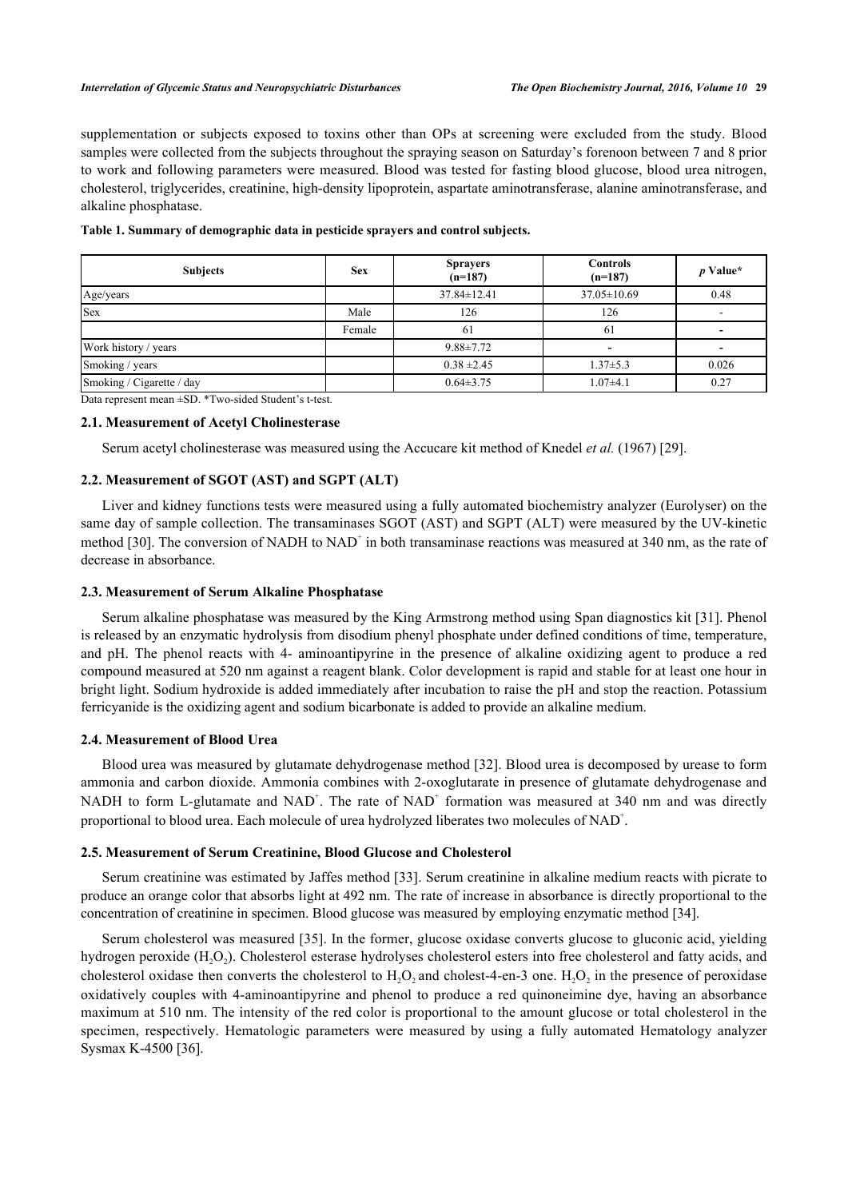supplementation or subjects exposed to toxins other than OPs at screening were excluded from the study. Blood samples were collected from the subjects throughout the spraying season on Saturday's forenoon between 7 and 8 prior to work and following parameters were measured. Blood was tested for fasting blood glucose, blood urea nitrogen, cholesterol, triglycerides, creatinine, high-density lipoprotein, aspartate aminotransferase, alanine aminotransferase, and alkaline phosphatase.

**Table 1. Summary of demographic data in pesticide sprayers and control subjects.**

| Subjects | Sex | Sprayers (n=187) | Controls (n=187) | *p* Value* |
|---|---|---|---|---|
| Age/years | | 37.84±12.41 | 37.05±10.69 | 0.48 |
| Sex | Male | 126 | 126 | - |
| | Female | 61 | 61 | - |
| Work history / years | | 9.88±7.72 | - | - |
| Smoking / years | | 0.38 ±2.45 | 1.37±5.3 | 0.026 |
| Smoking / Cigarette / day | | 0.64±3.75 | 1.07±4.1 | 0.27 |

Data represent mean ±SD. *Two-sided Student's t-test.

### 2.1. Measurement of Acetyl Cholinesterase

Serum acetyl cholinesterase was measured using the Accucare kit method of Knedel *et al.* (1967) [29].

### 2.2. Measurement of SGOT (AST) and SGPT (ALT)

Liver and kidney functions tests were measured using a fully automated biochemistry analyzer (Eurolyser) on the same day of sample collection. The transaminases SGOT (AST) and SGPT (ALT) were measured by the UV-kinetic method [30]. The conversion of NADH to $NAD^+$ in both transaminase reactions was measured at 340 nm, as the rate of decrease in absorbance.

### 2.3. Measurement of Serum Alkaline Phosphatase

Serum alkaline phosphatase was measured by the King Armstrong method using Span diagnostics kit [31]. Phenol is released by an enzymatic hydrolysis from disodium phenyl phosphate under defined conditions of time, temperature, and pH. The phenol reacts with 4- aminoantipyrine in the presence of alkaline oxidizing agent to produce a red compound measured at 520 nm against a reagent blank. Color development is rapid and stable for at least one hour in bright light. Sodium hydroxide is added immediately after incubation to raise the pH and stop the reaction. Potassium ferricyanide is the oxidizing agent and sodium bicarbonate is added to provide an alkaline medium.

### 2.4. Measurement of Blood Urea

Blood urea was measured by glutamate dehydrogenase method [32]. Blood urea is decomposed by urease to form ammonia and carbon dioxide. Ammonia combines with 2-oxoglutarate in presence of glutamate dehydrogenase and NADH to form L-glutamate and $NAD^+$. The rate of $NAD^+$ formation was measured at 340 nm and was directly proportional to blood urea. Each molecule of urea hydrolyzed liberates two molecules of $NAD^+$.

### 2.5. Measurement of Serum Creatinine, Blood Glucose and Cholesterol

Serum creatinine was estimated by Jaffes method [33]. Serum creatinine in alkaline medium reacts with picrate to produce an orange color that absorbs light at 492 nm. The rate of increase in absorbance is directly proportional to the concentration of creatinine in specimen. Blood glucose was measured by employing enzymatic method [34].

Serum cholesterol was measured [35]. In the former, glucose oxidase converts glucose to gluconic acid, yielding hydrogen peroxide ($H_2O_2$). Cholesterol esterase hydrolyses cholesterol esters into free cholesterol and fatty acids, and cholesterol oxidase then converts the cholesterol to $H_2O_2$ and cholest-4-en-3 one. $H_2O_2$ in the presence of peroxidase oxidatively couples with 4-aminoantipyrine and phenol to produce a red quinoneimine dye, having an absorbance maximum at 510 nm. The intensity of the red color is proportional to the amount glucose or total cholesterol in the specimen, respectively. Hematologic parameters were measured by using a fully automated Hematology analyzer Sysmax K-4500 [36].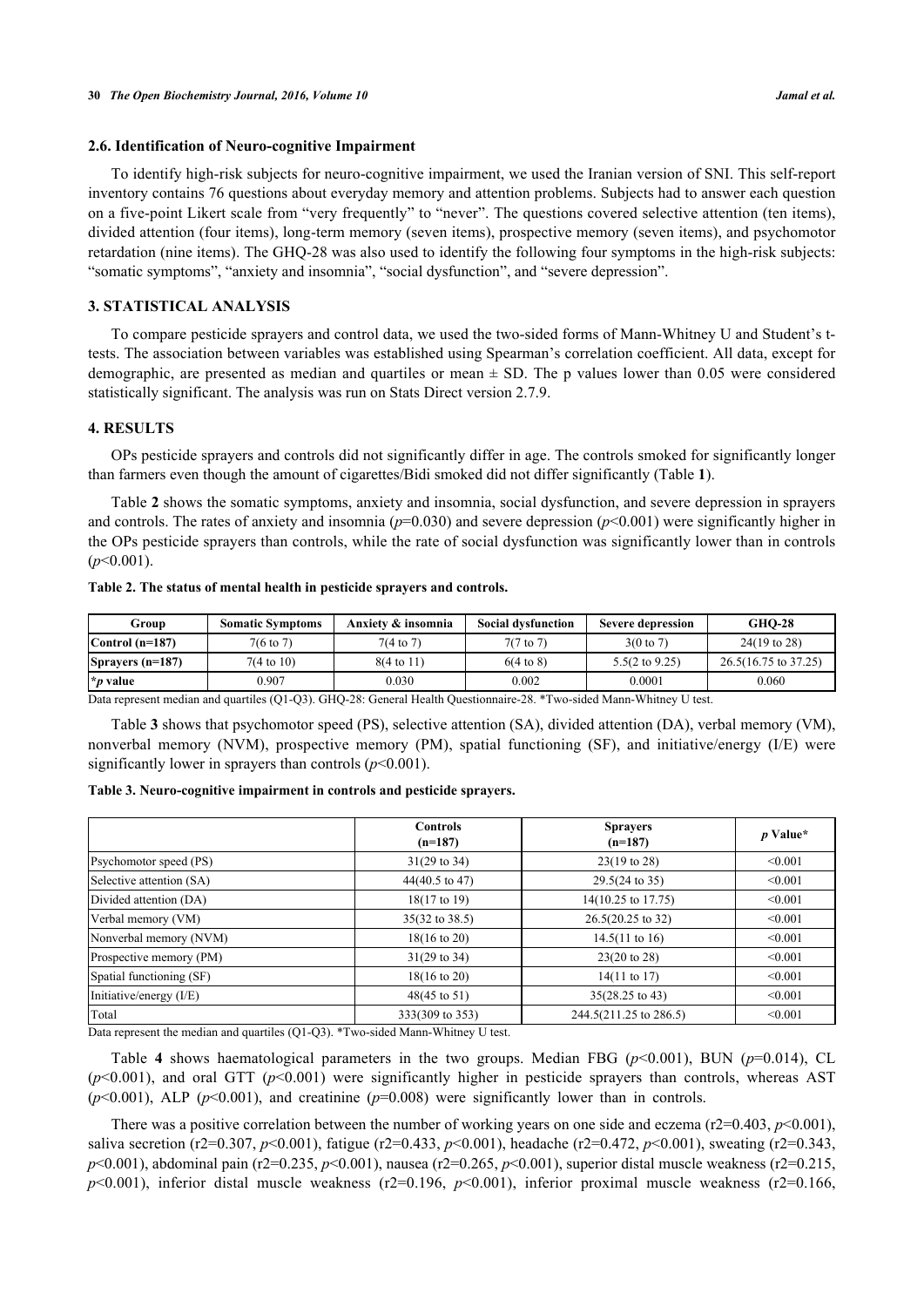### 2.6. Identification of Neuro-cognitive Impairment

To identify high-risk subjects for neuro-cognitive impairment, we used the Iranian version of SNI. This self-report inventory contains 76 questions about everyday memory and attention problems. Subjects had to answer each question on a five-point Likert scale from "very frequently" to "never". The questions covered selective attention (ten items), divided attention (four items), long-term memory (seven items), prospective memory (seven items), and psychomotor retardation (nine items). The GHQ-28 was also used to identify the following four symptoms in the high-risk subjects: "somatic symptoms", "anxiety and insomnia", "social dysfunction", and "severe depression".

## 3. STATISTICAL ANALYSIS

To compare pesticide sprayers and control data, we used the two-sided forms of Mann-Whitney U and Student's t-tests. The association between variables was established using Spearman's correlation coefficient. All data, except for demographic, are presented as median and quartiles or mean ± SD. The p values lower than 0.05 were considered statistically significant. The analysis was run on Stats Direct version 2.7.9.

## 4. RESULTS

OPs pesticide sprayers and controls did not significantly differ in age. The controls smoked for significantly longer than farmers even though the amount of cigarettes/Bidi smoked did not differ significantly (Table **1**).

Table **2** shows the somatic symptoms, anxiety and insomnia, social dysfunction, and severe depression in sprayers and controls. The rates of anxiety and insomnia ($p$=0.030) and severe depression ($p$<0.001) were significantly higher in the OPs pesticide sprayers than controls, while the rate of social dysfunction was significantly lower than in controls ($p$<0.001).

**Table 2. The status of mental health in pesticide sprayers and controls.**

| Group | Somatic Symptoms | Anxiety & insomnia | Social dysfunction | Severe depression | GHQ-28 |
|---|---|---|---|---|---|
| **Control (n=187)** | 7(6 to 7) | 7(4 to 7) | 7(7 to 7) | 3(0 to 7) | 24(19 to 28) |
| **Sprayers (n=187)** | 7(4 to 10) | 8(4 to 11) | 6(4 to 8) | 5.5(2 to 9.25) | 26.5(16.75 to 37.25) |
| ***p* value** | 0.907 | 0.030 | 0.002 | 0.0001 | 0.060 |

Data represent median and quartiles (Q1-Q3). GHQ-28: General Health Questionnaire-28. *Two-sided Mann-Whitney U test.

Table **3** shows that psychomotor speed (PS), selective attention (SA), divided attention (DA), verbal memory (VM), nonverbal memory (NVM), prospective memory (PM), spatial functioning (SF), and initiative/energy (I/E) were significantly lower in sprayers than controls ($p$<0.001).

**Table 3. Neuro-cognitive impairment in controls and pesticide sprayers.**

| | Controls (n=187) | Sprayers (n=187) | *p* Value* |
|---|---|---|---|
| Psychomotor speed (PS) | 31(29 to 34) | 23(19 to 28) | <0.001 |
| Selective attention (SA) | 44(40.5 to 47) | 29.5(24 to 35) | <0.001 |
| Divided attention (DA) | 18(17 to 19) | 14(10.25 to 17.75) | <0.001 |
| Verbal memory (VM) | 35(32 to 38.5) | 26.5(20.25 to 32) | <0.001 |
| Nonverbal memory (NVM) | 18(16 to 20) | 14.5(11 to 16) | <0.001 |
| Prospective memory (PM) | 31(29 to 34) | 23(20 to 28) | <0.001 |
| Spatial functioning (SF) | 18(16 to 20) | 14(11 to 17) | <0.001 |
| Initiative/energy (I/E) | 48(45 to 51) | 35(28.25 to 43) | <0.001 |
| Total | 333(309 to 353) | 244.5(211.25 to 286.5) | <0.001 |

Data represent the median and quartiles (Q1-Q3). *Two-sided Mann-Whitney U test.

Table **4** shows haematological parameters in the two groups. Median FBG ($p$<0.001), BUN ($p$=0.014), CL ($p$<0.001), and oral GTT ($p$<0.001) were significantly higher in pesticide sprayers than controls, whereas AST ($p$<0.001), ALP ($p$<0.001), and creatinine ($p$=0.008) were significantly lower than in controls.

There was a positive correlation between the number of working years on one side and eczema ($r2$=0.403, $p$<0.001), saliva secretion ($r2$=0.307, $p$<0.001), fatigue ($r2$=0.433, $p$<0.001), headache ($r2$=0.472, $p$<0.001), sweating ($r2$=0.343, $p$<0.001), abdominal pain ($r2$=0.235, $p$<0.001), nausea ($r2$=0.265, $p$<0.001), superior distal muscle weakness ($r2$=0.215, $p$<0.001), inferior distal muscle weakness ($r2$=0.196, $p$<0.001), inferior proximal muscle weakness ($r2$=0.166,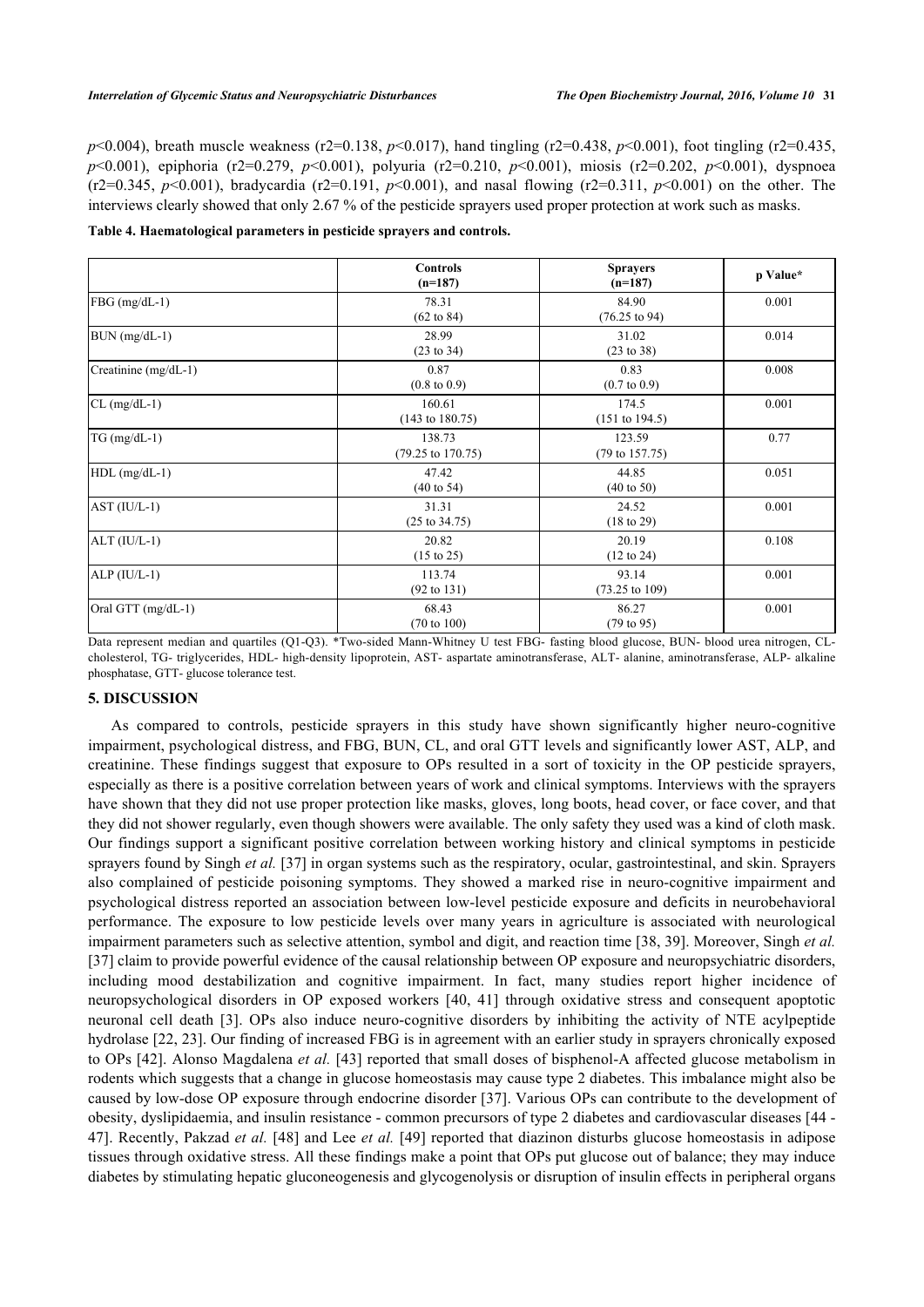$p$<0.004), breath muscle weakness (r2=0.138, $p$<0.017), hand tingling (r2=0.438, $p$<0.001), foot tingling (r2=0.435, $p$<0.001), epiphoria (r2=0.279, $p$<0.001), polyuria (r2=0.210, $p$<0.001), miosis (r2=0.202, $p$<0.001), dyspnoea (r2=0.345, $p$<0.001), bradycardia (r2=0.191, $p$<0.001), and nasal flowing (r2=0.311, $p$<0.001) on the other. The interviews clearly showed that only 2.67 % of the pesticide sprayers used proper protection at work such as masks.

**Table 4. Haematological parameters in pesticide sprayers and controls.**

| | Controls (n=187) | Sprayers (n=187) | p Value* |
|---|---|---|---|
| FBG (mg/dL-1) | 78.31 (62 to 84) | 84.90 (76.25 to 94) | 0.001 |
| BUN (mg/dL-1) | 28.99 (23 to 34) | 31.02 (23 to 38) | 0.014 |
| Creatinine (mg/dL-1) | 0.87 (0.8 to 0.9) | 0.83 (0.7 to 0.9) | 0.008 |
| CL (mg/dL-1) | 160.61 (143 to 180.75) | 174.5 (151 to 194.5) | 0.001 |
| TG (mg/dL-1) | 138.73 (79.25 to 170.75) | 123.59 (79 to 157.75) | 0.77 |
| HDL (mg/dL-1) | 47.42 (40 to 54) | 44.85 (40 to 50) | 0.051 |
| AST (IU/L-1) | 31.31 (25 to 34.75) | 24.52 (18 to 29) | 0.001 |
| ALT (IU/L-1) | 20.82 (15 to 25) | 20.19 (12 to 24) | 0.108 |
| ALP (IU/L-1) | 113.74 (92 to 131) | 93.14 (73.25 to 109) | 0.001 |
| Oral GTT (mg/dL-1) | 68.43 (70 to 100) | 86.27 (79 to 95) | 0.001 |

Data represent median and quartiles (Q1-Q3). *Two-sided Mann-Whitney U test FBG- fasting blood glucose, BUN- blood urea nitrogen, CL- cholesterol, TG- triglycerides, HDL- high-density lipoprotein, AST- aspartate aminotransferase, ALT- alanine, aminotransferase, ALP- alkaline phosphatase, GTT- glucose tolerance test.

## 5. DISCUSSION

As compared to controls, pesticide sprayers in this study have shown significantly higher neuro-cognitive impairment, psychological distress, and FBG, BUN, CL, and oral GTT levels and significantly lower AST, ALP, and creatinine. These findings suggest that exposure to OPs resulted in a sort of toxicity in the OP pesticide sprayers, especially as there is a positive correlation between years of work and clinical symptoms. Interviews with the sprayers have shown that they did not use proper protection like masks, gloves, long boots, head cover, or face cover, and that they did not shower regularly, even though showers were available. The only safety they used was a kind of cloth mask. Our findings support a significant positive correlation between working history and clinical symptoms in pesticide sprayers found by Singh *et al.* [37] in organ systems such as the respiratory, ocular, gastrointestinal, and skin. Sprayers also complained of pesticide poisoning symptoms. They showed a marked rise in neuro-cognitive impairment and psychological distress reported an association between low-level pesticide exposure and deficits in neurobehavioral performance. The exposure to low pesticide levels over many years in agriculture is associated with neurological impairment parameters such as selective attention, symbol and digit, and reaction time [38, 39]. Moreover, Singh *et al.* [37] claim to provide powerful evidence of the causal relationship between OP exposure and neuropsychiatric disorders, including mood destabilization and cognitive impairment. In fact, many studies report higher incidence of neuropsychological disorders in OP exposed workers [40, 41] through oxidative stress and consequent apoptotic neuronal cell death [3]. OPs also induce neuro-cognitive disorders by inhibiting the activity of NTE acylpeptide hydrolase [22, 23]. Our finding of increased FBG is in agreement with an earlier study in sprayers chronically exposed to OPs [42]. Alonso Magdalena *et al.* [43] reported that small doses of bisphenol-A affected glucose metabolism in rodents which suggests that a change in glucose homeostasis may cause type 2 diabetes. This imbalance might also be caused by low-dose OP exposure through endocrine disorder [37]. Various OPs can contribute to the development of obesity, dyslipidaemia, and insulin resistance - common precursors of type 2 diabetes and cardiovascular diseases [44 - 47]. Recently, Pakzad *et al.* [48] and Lee *et al.* [49] reported that diazinon disturbs glucose homeostasis in adipose tissues through oxidative stress. All these findings make a point that OPs put glucose out of balance; they may induce diabetes by stimulating hepatic gluconeogenesis and glycogenolysis or disruption of insulin effects in peripheral organs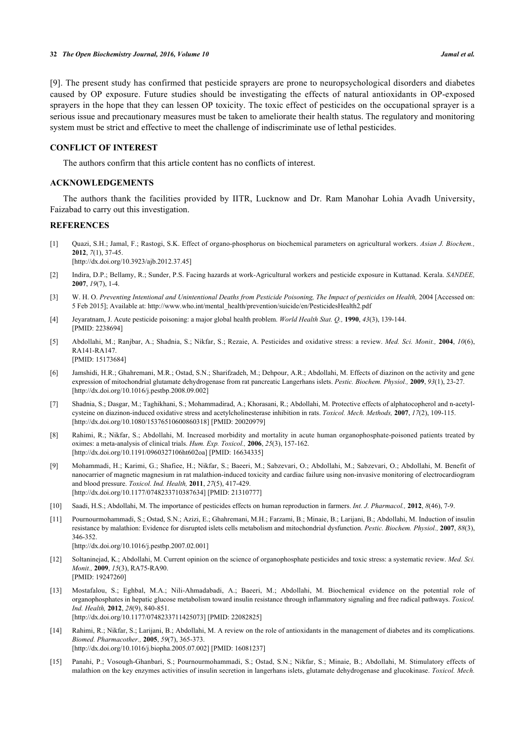[9]. The present study has confirmed that pesticide sprayers are prone to neuropsychological disorders and diabetes caused by OP exposure. Future studies should be investigating the effects of natural antioxidants in OP-exposed sprayers in the hope that they can lessen OP toxicity. The toxic effect of pesticides on the occupational sprayer is a serious issue and precautionary measures must be taken to ameliorate their health status. The regulatory and monitoring system must be strict and effective to meet the challenge of indiscriminate use of lethal pesticides.

## CONFLICT OF INTEREST

The authors confirm that this article content has no conflicts of interest.

## ACKNOWLEDGEMENTS

The authors thank the facilities provided by IITR, Lucknow and Dr. Ram Manohar Lohia Avadh University, Faizabad to carry out this investigation.

## REFERENCES

[1] Quazi, S.H.; Jamal, F.; Rastogi, S.K. Effect of organo-phosphorus on biochemical parameters on agricultural workers. *Asian J. Biochem.,* **2012**, *7*(1), 37-45. [http://dx.doi.org/10.3923/ajb.2012.37.45]

[2] Indira, D.P.; Bellamy, R.; Sunder, P.S. Facing hazards at work-Agricultural workers and pesticide exposure in Kuttanad. Kerala. *SANDEE,* **2007**, *19*(7), 1-4.

[3] W. H. O. *Preventing Intentional and Unintentional Deaths from Pesticide Poisoning, The Impact of pesticides on Health,* 2004 [Accessed on: 5 Feb 2015]; Available at: http://www.who.int/mental_health/prevention/suicide/en/PesticidesHealth2.pdf

[4] Jeyaratnam, J. Acute pesticide poisoning: a major global health problem. *World Health Stat. Q.,* **1990**, *43*(3), 139-144. [PMID: 2238694]

[5] Abdollahi, M.; Ranjbar, A.; Shadnia, S.; Nikfar, S.; Rezaie, A. Pesticides and oxidative stress: a review. *Med. Sci. Monit.,* **2004**, *10*(6), RA141-RA147. [PMID: 15173684]

[6] Jamshidi, H.R.; Ghahremani, M.R.; Ostad, S.N.; Sharifzadeh, M.; Dehpour, A.R.; Abdollahi, M. Effects of diazinon on the activity and gene expression of mitochondrial glutamate dehydrogenase from rat pancreatic Langerhans islets. *Pestic. Biochem. Physiol.,* **2009**, *93*(1), 23-27. [http://dx.doi.org/10.1016/j.pestbp.2008.09.002]

[7] Shadnia, S.; Dasgar, M.; Taghikhani, S.; Mohammadirad, A.; Khorasani, R.; Abdollahi, M. Protective effects of alphatocopherol and n-acetyl-cysteine on diazinon-induced oxidative stress and acetylcholinesterase inhibition in rats. *Toxicol. Mech. Methods,* **2007**, *17*(2), 109-115. [http://dx.doi.org/10.1080/15376510600860318] [PMID: 20020979]

[8] Rahimi, R.; Nikfar, S.; Abdollahi, M. Increased morbidity and mortality in acute human organophosphate-poisoned patients treated by oximes: a meta-analysis of clinical trials. *Hum. Exp. Toxicol.,* **2006**, *25*(3), 157-162. [http://dx.doi.org/10.1191/0960327106ht602oa] [PMID: 16634335]

[9] Mohammadi, H.; Karimi, G.; Shafiee, H.; Nikfar, S.; Baeeri, M.; Sabzevari, O.; Abdollahi, M.; Sabzevari, O.; Abdollahi, M. Benefit of nanocarrier of magnetic magnesium in rat malathion-induced toxicity and cardiac failure using non-invasive monitoring of electrocardiogram and blood pressure. *Toxicol. Ind. Health,* **2011**, *27*(5), 417-429. [http://dx.doi.org/10.1177/0748233710387634] [PMID: 21310777]

[10] Saadi, H.S.; Abdollahi, M. The importance of pesticides effects on human reproduction in farmers. *Int. J. Pharmacol.,* **2012**, *8*(46), 7-9.

[11] Pournourmohammadi, S.; Ostad, S.N.; Azizi, E.; Ghahremani, M.H.; Farzami, B.; Minaie, B.; Larijani, B.; Abdollahi, M. Induction of insulin resistance by malathion: Evidence for disrupted islets cells metabolism and mitochondrial dysfunction. *Pestic. Biochem. Physiol.,* **2007**, *88*(3), 346-352. [http://dx.doi.org/10.1016/j.pestbp.2007.02.001]

[12] Soltaninejad, K.; Abdollahi, M. Current opinion on the science of organophosphate pesticides and toxic stress: a systematic review. *Med. Sci. Monit.,* **2009**, *15*(3), RA75-RA90. [PMID: 19247260]

[13] Mostafalou, S.; Eghbal, M.A.; Nili-Ahmadabadi, A.; Baeeri, M.; Abdollahi, M. Biochemical evidence on the potential role of organophosphates in hepatic glucose metabolism toward insulin resistance through inflammatory signaling and free radical pathways. *Toxicol. Ind. Health,* **2012**, *28*(9), 840-851. [http://dx.doi.org/10.1177/0748233711425073] [PMID: 22082825]

[14] Rahimi, R.; Nikfar, S.; Larijani, B.; Abdollahi, M. A review on the role of antioxidants in the management of diabetes and its complications. *Biomed. Pharmacother.,* **2005**, *59*(7), 365-373. [http://dx.doi.org/10.1016/j.biopha.2005.07.002] [PMID: 16081237]

[15] Panahi, P.; Vosough-Ghanbari, S.; Pournourmohammadi, S.; Ostad, S.N.; Nikfar, S.; Minaie, B.; Abdollahi, M. Stimulatory effects of malathion on the key enzymes activities of insulin secretion in langerhans islets, glutamate dehydrogenase and glucokinase. *Toxicol. Mech.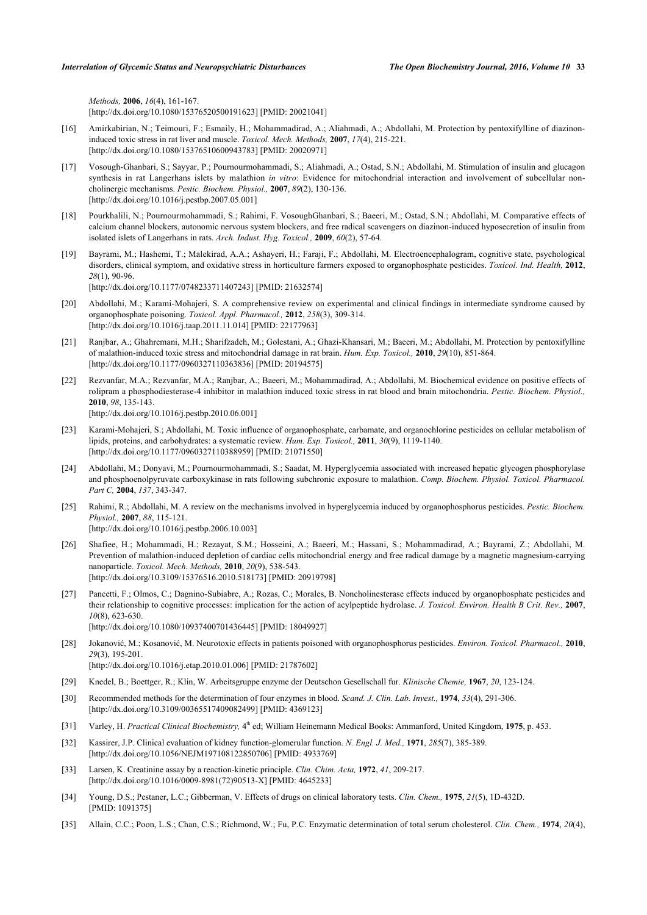*Methods,* **2006**, *16*(4), 161-167.
[http://dx.doi.org/10.1080/15376520500191623] [PMID: 20021041]

[16] Amirkabirian, N.; Teimouri, F.; Esmaily, H.; Mohammadirad, A.; Aliahmadi, A.; Abdollahi, M. Protection by pentoxifylline of diazinon-induced toxic stress in rat liver and muscle. *Toxicol. Mech. Methods,* **2007**, *17*(4), 215-221.
[http://dx.doi.org/10.1080/15376510600943783] [PMID: 20020971]

[17] Vosough-Ghanbari, S.; Sayyar, P.; Pournourmohammadi, S.; Aliahmadi, A.; Ostad, S.N.; Abdollahi, M. Stimulation of insulin and glucagon synthesis in rat Langerhans islets by malathion *in vitro*: Evidence for mitochondrial interaction and involvement of subcellular non-cholinergic mechanisms. *Pestic. Biochem. Physiol.,* **2007**, *89*(2), 130-136.
[http://dx.doi.org/10.1016/j.pestbp.2007.05.001]

[18] Pourkhalili, N.; Pournourmohammadi, S.; Rahimi, F. VosoughGhanbari, S.; Baeeri, M.; Ostad, S.N.; Abdollahi, M. Comparative effects of calcium channel blockers, autonomic nervous system blockers, and free radical scavengers on diazinon-induced hyposecretion of insulin from isolated islets of Langerhans in rats. *Arch. Indust. Hyg. Toxicol.,* **2009**, *60*(2), 57-64.

[19] Bayrami, M.; Hashemi, T.; Malekirad, A.A.; Ashayeri, H.; Faraji, F.; Abdollahi, M. Electroencephalogram, cognitive state, psychological disorders, clinical symptom, and oxidative stress in horticulture farmers exposed to organophosphate pesticides. *Toxicol. Ind. Health,* **2012**, *28*(1), 90-96.
[http://dx.doi.org/10.1177/0748233711407243] [PMID: 21632574]

[20] Abdollahi, M.; Karami-Mohajeri, S. A comprehensive review on experimental and clinical findings in intermediate syndrome caused by organophosphate poisoning. *Toxicol. Appl. Pharmacol.,* **2012**, *258*(3), 309-314.
[http://dx.doi.org/10.1016/j.taap.2011.11.014] [PMID: 22177963]

[21] Ranjbar, A.; Ghahremani, M.H.; Sharifzadeh, M.; Golestani, A.; Ghazi-Khansari, M.; Baeeri, M.; Abdollahi, M. Protection by pentoxifylline of malathion-induced toxic stress and mitochondrial damage in rat brain. *Hum. Exp. Toxicol.,* **2010**, *29*(10), 851-864.
[http://dx.doi.org/10.1177/0960327110363836] [PMID: 20194575]

[22] Rezvanfar, M.A.; Rezvanfar, M.A.; Ranjbar, A.; Baeeri, M.; Mohammadirad, A.; Abdollahi, M. Biochemical evidence on positive effects of rolipram a phosphodiesterase-4 inhibitor in malathion induced toxic stress in rat blood and brain mitochondria. *Pestic. Biochem. Physiol.,* **2010**, *98*, 135-143.
[http://dx.doi.org/10.1016/j.pestbp.2010.06.001]

[23] Karami-Mohajeri, S.; Abdollahi, M. Toxic influence of organophosphate, carbamate, and organochlorine pesticides on cellular metabolism of lipids, proteins, and carbohydrates: a systematic review. *Hum. Exp. Toxicol.,* **2011**, *30*(9), 1119-1140.
[http://dx.doi.org/10.1177/0960327110388959] [PMID: 21071550]

[24] Abdollahi, M.; Donyavi, M.; Pournourmohammadi, S.; Saadat, M. Hyperglycemia associated with increased hepatic glycogen phosphorylase and phosphoenolpyruvate carboxykinase in rats following subchronic exposure to malathion. *Comp. Biochem. Physiol. Toxicol. Pharmacol. Part C,* **2004**, *137*, 343-347.

[25] Rahimi, R.; Abdollahi, M. A review on the mechanisms involved in hyperglycemia induced by organophosphorus pesticides. *Pestic. Biochem. Physiol.,* **2007**, *88*, 115-121.
[http://dx.doi.org/10.1016/j.pestbp.2006.10.003]

[26] Shafiee, H.; Mohammadi, H.; Rezayat, S.M.; Hosseini, A.; Baeeri, M.; Hassani, S.; Mohammadirad, A.; Bayrami, Z.; Abdollahi, M. Prevention of malathion-induced depletion of cardiac cells mitochondrial energy and free radical damage by a magnetic magnesium-carrying nanoparticle. *Toxicol. Mech. Methods,* **2010**, *20*(9), 538-543.
[http://dx.doi.org/10.3109/15376516.2010.518173] [PMID: 20919798]

[27] Pancetti, F.; Olmos, C.; Dagnino-Subiabre, A.; Rozas, C.; Morales, B. Noncholinesterase effects induced by organophosphate pesticides and their relationship to cognitive processes: implication for the action of acylpeptide hydrolase. *J. Toxicol. Environ. Health B Crit. Rev.,* **2007**, *10*(8), 623-630.
[http://dx.doi.org/10.1080/10937400701436445] [PMID: 18049927]

[28] Jokanović, M.; Kosanović, M. Neurotoxic effects in patients poisoned with organophosphorus pesticides. *Environ. Toxicol. Pharmacol.,* **2010**, *29*(3), 195-201.
[http://dx.doi.org/10.1016/j.etap.2010.01.006] [PMID: 21787602]

[29] Knedel, B.; Boettger, R.; Klin, W. Arbeitsgruppe enzyme der Deutschon Gesellschall fur. *Klinische Chemie,* **1967**, *20*, 123-124.

[30] Recommended methods for the determination of four enzymes in blood. *Scand. J. Clin. Lab. Invest.,* **1974**, *33*(4), 291-306.
[http://dx.doi.org/10.3109/00365517409082499] [PMID: 4369123]

[31] Varley, H. *Practical Clinical Biochemistry,* 4th ed; William Heinemann Medical Books: Ammanford, United Kingdom, **1975**, p. 453.

[32] Kassirer, J.P. Clinical evaluation of kidney function-glomerular function. *N. Engl. J. Med.,* **1971**, *285*(7), 385-389.
[http://dx.doi.org/10.1056/NEJM197108122850706] [PMID: 4933769]

[33] Larsen, K. Creatinine assay by a reaction-kinetic principle. *Clin. Chim. Acta,* **1972**, *41*, 209-217.
[http://dx.doi.org/10.1016/0009-8981(72)90513-X] [PMID: 4645233]

[34] Young, D.S.; Pestaner, L.C.; Gibberman, V. Effects of drugs on clinical laboratory tests. *Clin. Chem.,* **1975**, *21*(5), 1D-432D.
[PMID: 1091375]

[35] Allain, C.C.; Poon, L.S.; Chan, C.S.; Richmond, W.; Fu, P.C. Enzymatic determination of total serum cholesterol. *Clin. Chem.,* **1974**, *20*(4),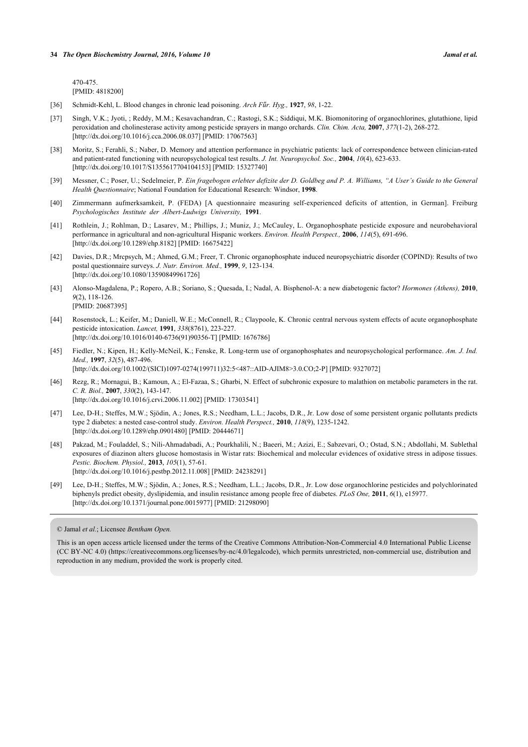470-475.
[PMID: 4818200]

[36] Schmidt-Kehl, L. Blood changes in chronic lead poisoning. *Arch Für. Hyg.,* **1927**, *98*, 1-22.

[37] Singh, V.K.; Jyoti, ; Reddy, M.M.; Kesavachandran, C.; Rastogi, S.K.; Siddiqui, M.K. Biomonitoring of organochlorines, glutathione, lipid peroxidation and cholinesterase activity among pesticide sprayers in mango orchards. *Clin. Chim. Acta,* **2007**, *377*(1-2), 268-272. [http://dx.doi.org/10.1016/j.cca.2006.08.037] [PMID: 17067563]

[38] Moritz, S.; Ferahli, S.; Naber, D. Memory and attention performance in psychiatric patients: lack of correspondence between clinician-rated and patient-rated functioning with neuropsychological test results. *J. Int. Neuropsychol. Soc.,* **2004**, *10*(4), 623-633. [http://dx.doi.org/10.1017/S1355617704104153] [PMID: 15327740]

[39] Messner, C.; Poser, U.; Sedelmeier, P. *Ein fragebogen erlebter defizite der D. Goldbeg and P. A. Williams, "A User's Guide to the General Health Questionnaire*; National Foundation for Educational Research: Windsor, **1998**.

[40] Zimmermann aufmerksamkeit, P. (FEDA) [A questionnaire measuring self-experienced deficits of attention, in German]. Freiburg *Psychologisches Institute der Albert-Ludwigs University,* **1991**.

[41] Rothlein, J.; Rohlman, D.; Lasarev, M.; Phillips, J.; Muniz, J.; McCauley, L. Organophosphate pesticide exposure and neurobehavioral performance in agricultural and non-agricultural Hispanic workers. *Environ. Health Perspect.,* **2006**, *114*(5), 691-696. [http://dx.doi.org/10.1289/ehp.8182] [PMID: 16675422]

[42] Davies, D.R.; Mrcpsych, M.; Ahmed, G.M.; Freer, T. Chronic organophosphate induced neuropsychiatric disorder (COPIND): Results of two postal questionnaire surveys. *J. Nutr. Environ. Med.,* **1999**, *9*, 123-134. [http://dx.doi.org/10.1080/13590849961726]

[43] Alonso-Magdalena, P.; Ropero, A.B.; Soriano, S.; Quesada, I.; Nadal, A. Bisphenol-A: a new diabetogenic factor? *Hormones (Athens),* **2010**, *9*(2), 118-126.
[PMID: 20687395]

[44] Rosenstock, L.; Keifer, M.; Daniell, W.E.; McConnell, R.; Claypoole, K. Chronic central nervous system effects of acute organophosphate pesticide intoxication. *Lancet,* **1991**, *338*(8761), 223-227.
[http://dx.doi.org/10.1016/0140-6736(91)90356-T] [PMID: 1676786]

[45] Fiedler, N.; Kipen, H.; Kelly-McNeil, K.; Fenske, R. Long-term use of organophosphates and neuropsychological performance. *Am. J. Ind. Med.,* **1997**, *32*(5), 487-496.
[http://dx.doi.org/10.1002/(SICI)1097-0274(199711)32:5<487::AID-AJIM8>3.0.CO;2-P] [PMID: 9327072]

[46] Rezg, R.; Mornagui, B.; Kamoun, A.; El-Fazaa, S.; Gharbi, N. Effect of subchronic exposure to malathion on metabolic parameters in the rat. *C. R. Biol.,* **2007**, *330*(2), 143-147.
[http://dx.doi.org/10.1016/j.crvi.2006.11.002] [PMID: 17303541]

[47] Lee, D-H.; Steffes, M.W.; Sjödin, A.; Jones, R.S.; Needham, L.L.; Jacobs, D.R., Jr. Low dose of some persistent organic pollutants predicts type 2 diabetes: a nested case-control study. *Environ. Health Perspect.,* **2010**, *118*(9), 1235-1242.
[http://dx.doi.org/10.1289/ehp.0901480] [PMID: 20444671]

[48] Pakzad, M.; Fouladdel, S.; Nili-Ahmadabadi, A.; Pourkhalili, N.; Baeeri, M.; Azizi, E.; Sabzevari, O.; Ostad, S.N.; Abdollahi, M. Sublethal exposures of diazinon alters glucose homostasis in Wistar rats: Biochemical and molecular evidences of oxidative stress in adipose tissues. *Pestic. Biochem. Physiol.,* **2013**, *105*(1), 57-61.
[http://dx.doi.org/10.1016/j.pestbp.2012.11.008] [PMID: 24238291]

[49] Lee, D-H.; Steffes, M.W.; Sjödin, A.; Jones, R.S.; Needham, L.L.; Jacobs, D.R., Jr. Low dose organochlorine pesticides and polychlorinated biphenyls predict obesity, dyslipidemia, and insulin resistance among people free of diabetes. *PLoS One,* **2011**, *6*(1), e15977. [http://dx.doi.org/10.1371/journal.pone.0015977] [PMID: 21298090]

---

© Jamal *et al.*; Licensee *Bentham Open.*

This is an open access article licensed under the terms of the Creative Commons Attribution-Non-Commercial 4.0 International Public License (CC BY-NC 4.0) (https://creativecommons.org/licenses/by-nc/4.0/legalcode), which permits unrestricted, non-commercial use, distribution and reproduction in any medium, provided the work is properly cited.